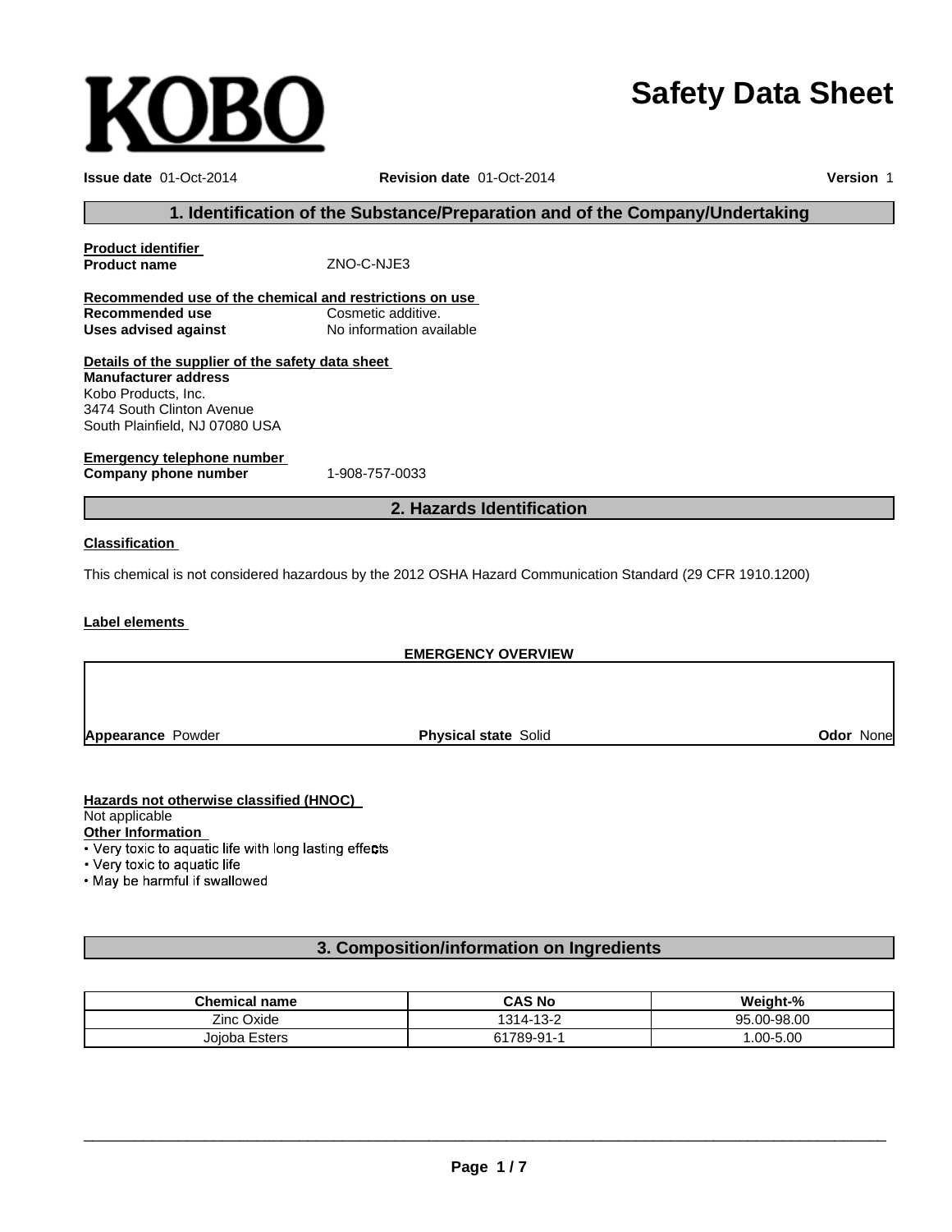KOBO

# Safety Data Sheet

**Issue date** 01-Oct-2014 **Revision date** 01-Oct-2014 **Version** 1

## 1. Identification of the Substance/Preparation and of the Company/Undertaking

**Product identifier**
**Product name** ZNO-C-NJE3

**Recommended use of the chemical and restrictions on use**
**Recommended use** Cosmetic additive.
**Uses advised against** No information available

**Details of the supplier of the safety data sheet**
**Manufacturer address**
Kobo Products, Inc.
3474 South Clinton Avenue
South Plainfield, NJ 07080 USA

**Emergency telephone number**
**Company phone number** 1-908-757-0033

## 2. Hazards Identification

**Classification**

This chemical is not considered hazardous by the 2012 OSHA Hazard Communication Standard (29 CFR 1910.1200)

**Label elements**

**EMERGENCY OVERVIEW**

**Appearance** Powder **Physical state** Solid **Odor** None

**Hazards not otherwise classified (HNOC)**
Not applicable
**Other Information**
- Very toxic to aquatic life with long lasting effects
- Very toxic to aquatic life
- May be harmful if swallowed

## 3. Composition/information on Ingredients

| Chemical name | CAS No | Weight-% |
|---|---|---|
| Zinc Oxide | 1314-13-2 | 95.00-98.00 |
| Jojoba Esters | 61789-91-1 | 1.00-5.00 |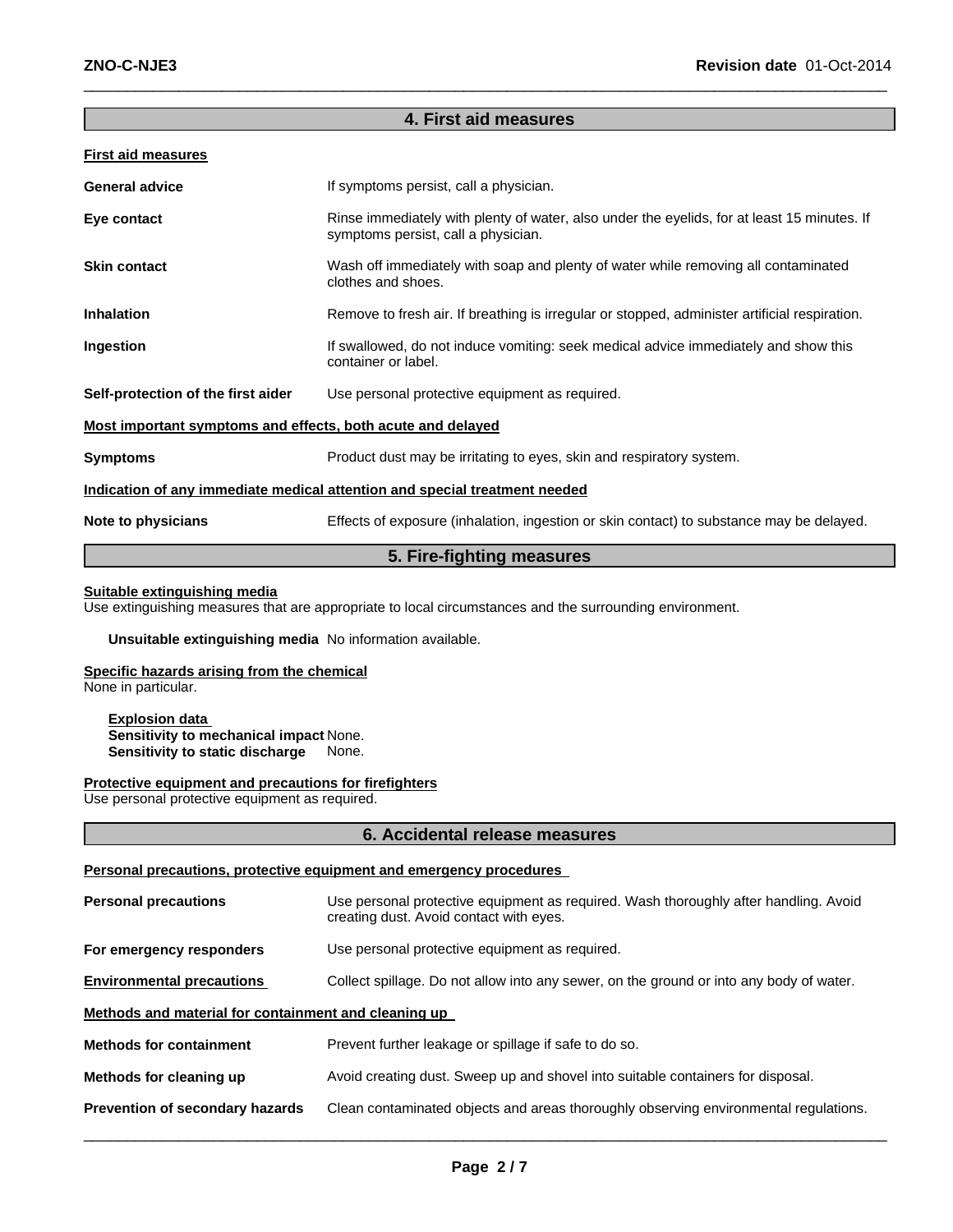## 4. First aid measures

**First aid measures**

| | |
|---|---|
| **General advice** | If symptoms persist, call a physician. |
| **Eye contact** | Rinse immediately with plenty of water, also under the eyelids, for at least 15 minutes. If symptoms persist, call a physician. |
| **Skin contact** | Wash off immediately with soap and plenty of water while removing all contaminated clothes and shoes. |
| **Inhalation** | Remove to fresh air. If breathing is irregular or stopped, administer artificial respiration. |
| **Ingestion** | If swallowed, do not induce vomiting: seek medical advice immediately and show this container or label. |
| **Self-protection of the first aider** | Use personal protective equipment as required. |

**Most important symptoms and effects, both acute and delayed**

| | |
|---|---|
| **Symptoms** | Product dust may be irritating to eyes, skin and respiratory system. |

**Indication of any immediate medical attention and special treatment needed**

| | |
|---|---|
| **Note to physicians** | Effects of exposure (inhalation, ingestion or skin contact) to substance may be delayed. |

## 5. Fire-fighting measures

**Suitable extinguishing media**

Use extinguishing measures that are appropriate to local circumstances and the surrounding environment.

**Unsuitable extinguishing media** No information available.

**Specific hazards arising from the chemical**

None in particular.

**Explosion data**

**Sensitivity to mechanical impact** None.

**Sensitivity to static discharge** None.

**Protective equipment and precautions for firefighters**

Use personal protective equipment as required.

## 6. Accidental release measures

**Personal precautions, protective equipment and emergency procedures**

| | |
|---|---|
| **Personal precautions** | Use personal protective equipment as required. Wash thoroughly after handling. Avoid creating dust. Avoid contact with eyes. |
| **For emergency responders** | Use personal protective equipment as required. |
| **Environmental precautions** | Collect spillage. Do not allow into any sewer, on the ground or into any body of water. |

**Methods and material for containment and cleaning up**

| | |
|---|---|
| **Methods for containment** | Prevent further leakage or spillage if safe to do so. |
| **Methods for cleaning up** | Avoid creating dust. Sweep up and shovel into suitable containers for disposal. |
| **Prevention of secondary hazards** | Clean contaminated objects and areas thoroughly observing environmental regulations. |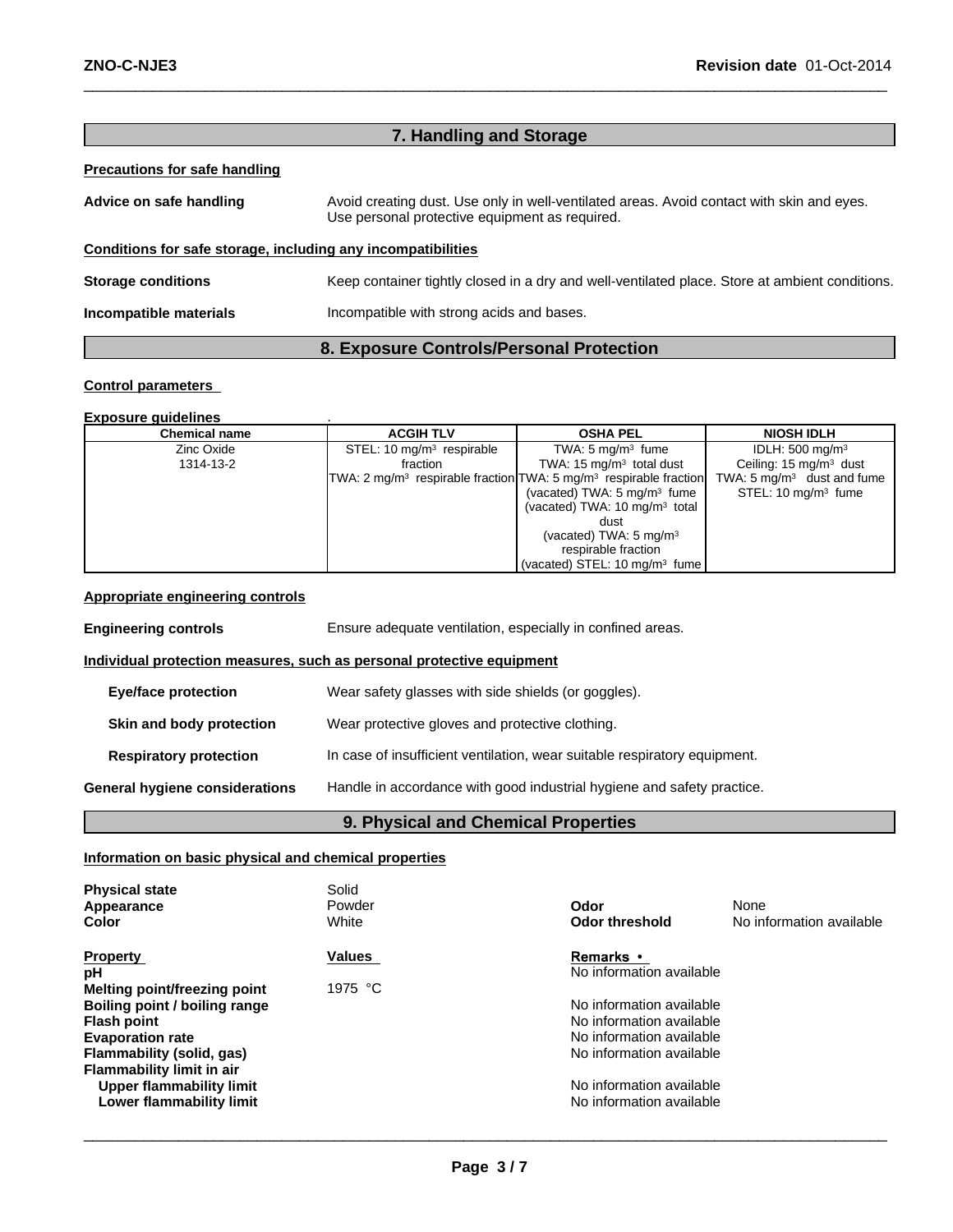## 7. Handling and Storage

**Precautions for safe handling**

**Advice on safe handling** Avoid creating dust. Use only in well-ventilated areas. Avoid contact with skin and eyes. Use personal protective equipment as required.

**Conditions for safe storage, including any incompatibilities**

**Storage conditions** Keep container tightly closed in a dry and well-ventilated place. Store at ambient conditions.

**Incompatible materials** Incompatible with strong acids and bases.

## 8. Exposure Controls/Personal Protection

**Control parameters**

**Exposure guidelines** .

| Chemical name | ACGIH TLV | OSHA PEL | NIOSH IDLH |
|---|---|---|---|
| Zinc Oxide<br>1314-13-2 | STEL: 10 mg/m³ respirable fraction<br>TWA: 2 mg/m³ respirable fraction | TWA: 5 mg/m³ fume<br>TWA: 15 mg/m³ total dust<br>TWA: 5 mg/m³ respirable fraction<br>(vacated) TWA: 5 mg/m³ fume<br>(vacated) TWA: 10 mg/m³ total dust<br>(vacated) TWA: 5 mg/m³ respirable fraction<br>(vacated) STEL: 10 mg/m³ fume | IDLH: 500 mg/m³<br>Ceiling: 15 mg/m³ dust<br>TWA: 5 mg/m³ dust and fume<br>STEL: 10 mg/m³ fume |

**Appropriate engineering controls**

**Engineering controls** Ensure adequate ventilation, especially in confined areas.

**Individual protection measures, such as personal protective equipment**

**Eye/face protection** Wear safety glasses with side shields (or goggles).

**Skin and body protection** Wear protective gloves and protective clothing.

**Respiratory protection** In case of insufficient ventilation, wear suitable respiratory equipment.

**General hygiene considerations** Handle in accordance with good industrial hygiene and safety practice.

## 9. Physical and Chemical Properties

**Information on basic physical and chemical properties**

**Physical state** Solid
**Appearance** Powder
**Color** White
**Odor** None
**Odor threshold** No information available

| Property | Values | Remarks • |
|---|---|---|
| **pH** | | No information available |
| **Melting point/freezing point** | 1975 °C | |
| **Boiling point / boiling range** | | No information available |
| **Flash point** | | No information available |
| **Evaporation rate** | | No information available |
| **Flammability (solid, gas)** | | No information available |
| **Flammability limit in air** | | |
| **Upper flammability limit** | | No information available |
| **Lower flammability limit** | | No information available |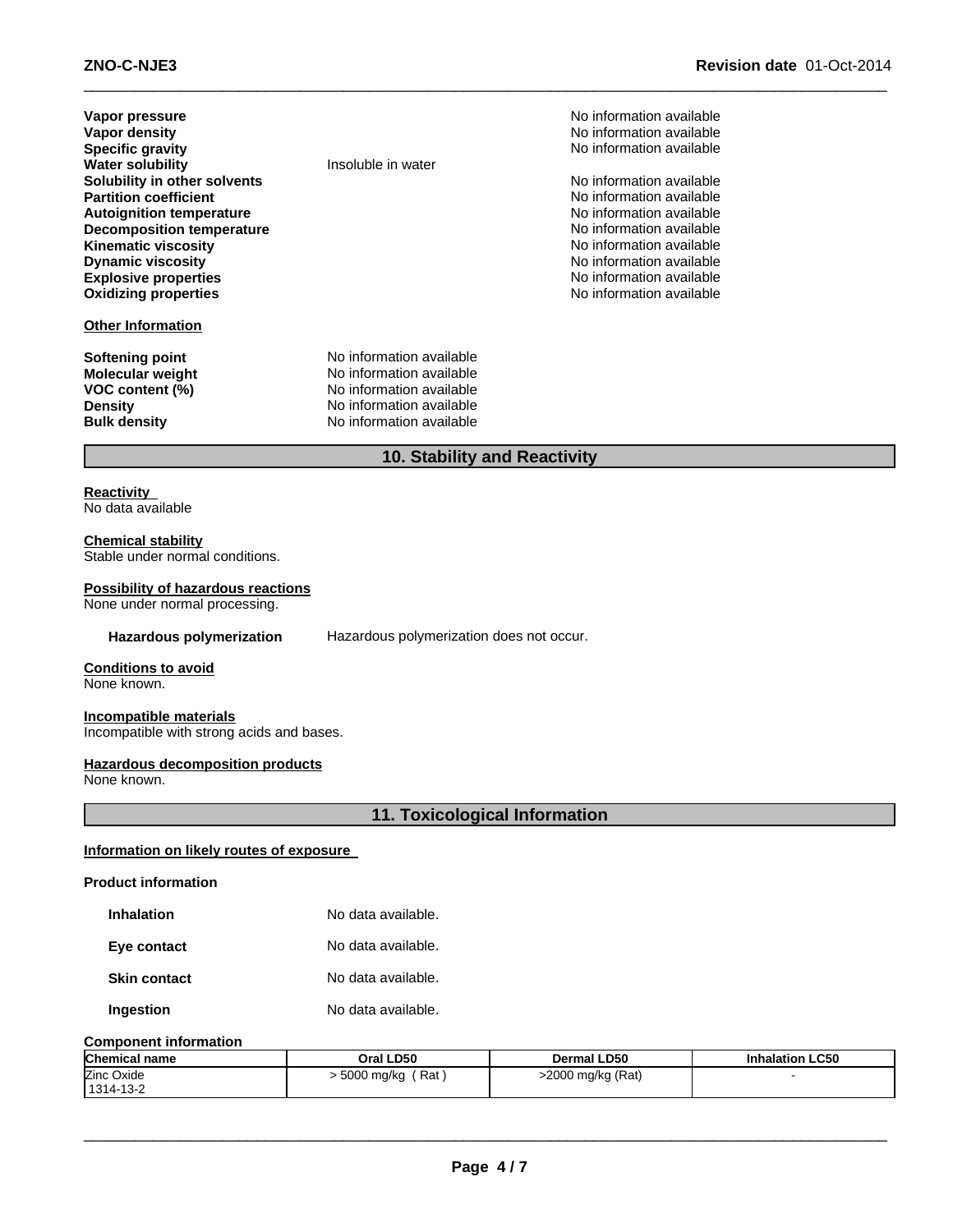| | | |
|---|---|---|
| **Vapor pressure** | | No information available |
| **Vapor density** | | No information available |
| **Specific gravity** | | No information available |
| **Water solubility** | Insoluble in water | |
| **Solubility in other solvents** | | No information available |
| **Partition coefficient** | | No information available |
| **Autoignition temperature** | | No information available |
| **Decomposition temperature** | | No information available |
| **Kinematic viscosity** | | No information available |
| **Dynamic viscosity** | | No information available |
| **Explosive properties** | | No information available |
| **Oxidizing properties** | | No information available |

**Other Information**

| | |
|---|---|
| **Softening point** | No information available |
| **Molecular weight** | No information available |
| **VOC content (%)** | No information available |
| **Density** | No information available |
| **Bulk density** | No information available |

## 10. Stability and Reactivity

**Reactivity**
No data available

**Chemical stability**
Stable under normal conditions.

**Possibility of hazardous reactions**
None under normal processing.

**Hazardous polymerization** Hazardous polymerization does not occur.

**Conditions to avoid**
None known.

**Incompatible materials**
Incompatible with strong acids and bases.

**Hazardous decomposition products**
None known.

## 11. Toxicological Information

**Information on likely routes of exposure**

**Product information**

| | |
|---|---|
| **Inhalation** | No data available. |
| **Eye contact** | No data available. |
| **Skin contact** | No data available. |
| **Ingestion** | No data available. |

**Component information**

| Chemical name | Oral LD50 | Dermal LD50 | Inhalation LC50 |
|---|---|---|---|
| Zinc Oxide<br>1314-13-2 | > 5000 mg/kg ( Rat ) | >2000 mg/kg (Rat) | - |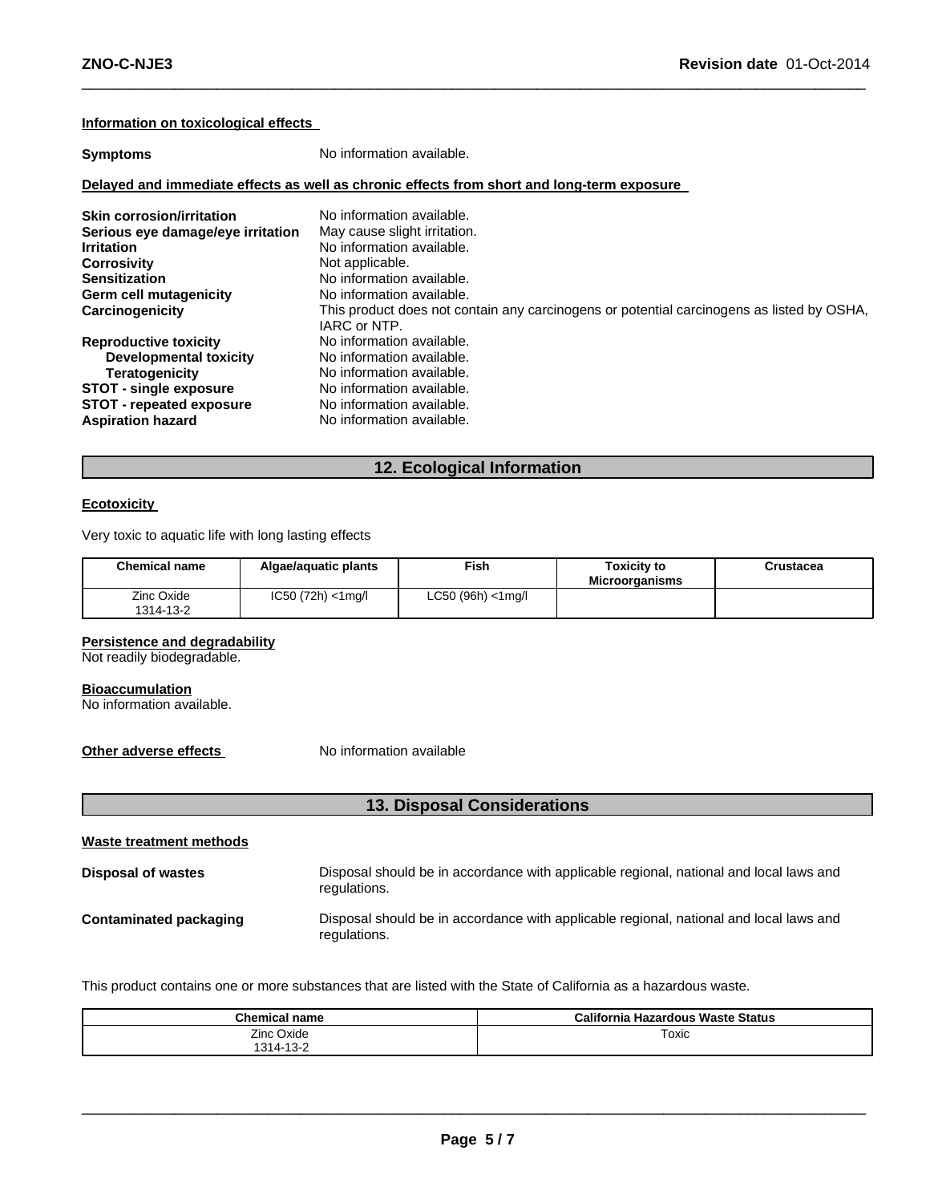### Information on toxicological effects

**Symptoms** No information available.

### Delayed and immediate effects as well as chronic effects from short and long-term exposure

| | |
|---|---|
| **Skin corrosion/irritation** | No information available. |
| **Serious eye damage/eye irritation** | May cause slight irritation. |
| **Irritation** | No information available. |
| **Corrosivity** | Not applicable. |
| **Sensitization** | No information available. |
| **Germ cell mutagenicity** | No information available. |
| **Carcinogenicity** | This product does not contain any carcinogens or potential carcinogens as listed by OSHA, IARC or NTP. |
| **Reproductive toxicity** | No information available. |
| **Developmental toxicity** | No information available. |
| **Teratogenicity** | No information available. |
| **STOT - single exposure** | No information available. |
| **STOT - repeated exposure** | No information available. |
| **Aspiration hazard** | No information available. |

## 12. Ecological Information

### Ecotoxicity

Very toxic to aquatic life with long lasting effects

| Chemical name | Algae/aquatic plants | Fish | Toxicity to Microorganisms | Crustacea |
|---|---|---|---|---|
| Zinc Oxide 1314-13-2 | IC50 (72h) <1mg/l | LC50 (96h) <1mg/l | | |

### Persistence and degradability

Not readily biodegradable.

### Bioaccumulation

No information available.

**Other adverse effects** No information available

## 13. Disposal Considerations

### Waste treatment methods

**Disposal of wastes** Disposal should be in accordance with applicable regional, national and local laws and regulations.

**Contaminated packaging** Disposal should be in accordance with applicable regional, national and local laws and regulations.

This product contains one or more substances that are listed with the State of California as a hazardous waste.

| Chemical name | California Hazardous Waste Status |
|---|---|
| Zinc Oxide 1314-13-2 | Toxic |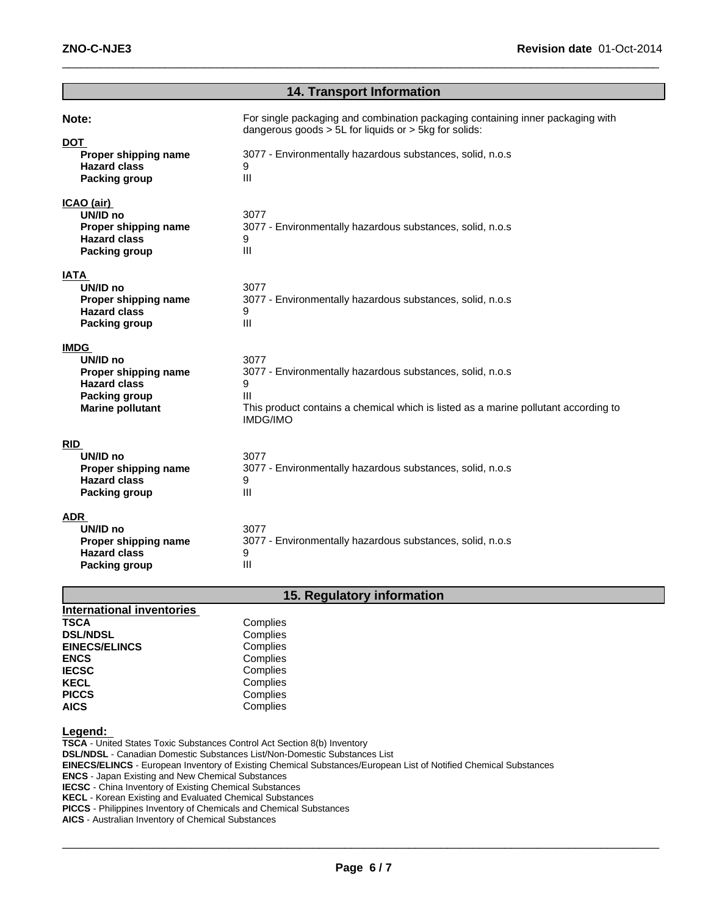## 14. Transport Information

**Note:** For single packaging and combination packaging containing inner packaging with dangerous goods > 5L for liquids or > 5kg for solids:

**DOT**

| | |
|---|---|
| **Proper shipping name** | 3077 - Environmentally hazardous substances, solid, n.o.s |
| **Hazard class** | 9 |
| **Packing group** | III |

**ICAO (air)**

| | |
|---|---|
| **UN/ID no** | 3077 |
| **Proper shipping name** | 3077 - Environmentally hazardous substances, solid, n.o.s |
| **Hazard class** | 9 |
| **Packing group** | III |

**IATA**

| | |
|---|---|
| **UN/ID no** | 3077 |
| **Proper shipping name** | 3077 - Environmentally hazardous substances, solid, n.o.s |
| **Hazard class** | 9 |
| **Packing group** | III |

**IMDG**

| | |
|---|---|
| **UN/ID no** | 3077 |
| **Proper shipping name** | 3077 - Environmentally hazardous substances, solid, n.o.s |
| **Hazard class** | 9 |
| **Packing group** | III |
| **Marine pollutant** | This product contains a chemical which is listed as a marine pollutant according to IMDG/IMO |

**RID**

| | |
|---|---|
| **UN/ID no** | 3077 |
| **Proper shipping name** | 3077 - Environmentally hazardous substances, solid, n.o.s |
| **Hazard class** | 9 |
| **Packing group** | III |

**ADR**

| | |
|---|---|
| **UN/ID no** | 3077 |
| **Proper shipping name** | 3077 - Environmentally hazardous substances, solid, n.o.s |
| **Hazard class** | 9 |
| **Packing group** | III |

## 15. Regulatory information

**International inventories**

| | |
|---|---|
| **TSCA** | Complies |
| **DSL/NDSL** | Complies |
| **EINECS/ELINCS** | Complies |
| **ENCS** | Complies |
| **IECSC** | Complies |
| **KECL** | Complies |
| **PICCS** | Complies |
| **AICS** | Complies |

**Legend:**

**TSCA** - United States Toxic Substances Control Act Section 8(b) Inventory
**DSL/NDSL** - Canadian Domestic Substances List/Non-Domestic Substances List
**EINECS/ELINCS** - European Inventory of Existing Chemical Substances/European List of Notified Chemical Substances
**ENCS** - Japan Existing and New Chemical Substances
**IECSC** - China Inventory of Existing Chemical Substances
**KECL** - Korean Existing and Evaluated Chemical Substances
**PICCS** - Philippines Inventory of Chemicals and Chemical Substances
**AICS** - Australian Inventory of Chemical Substances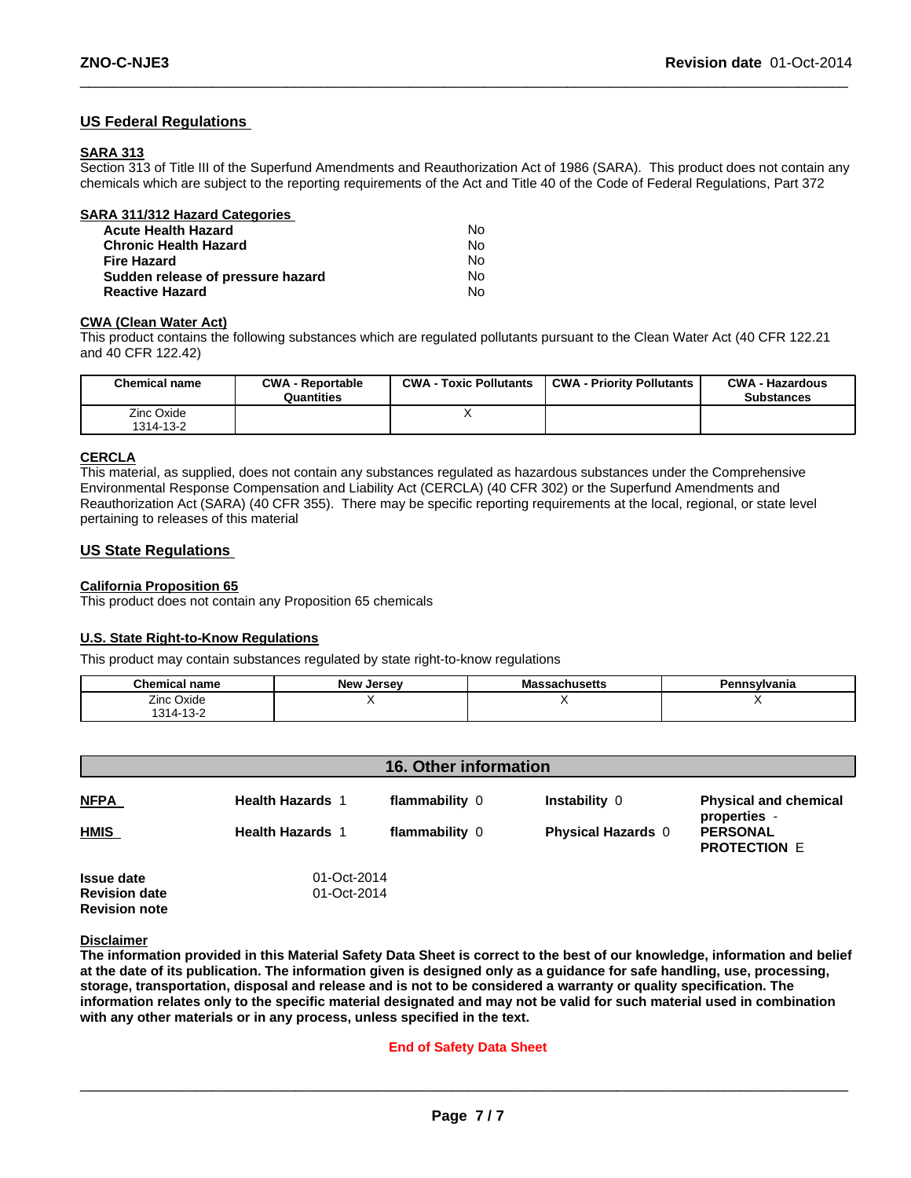## US Federal Regulations

### SARA 313

Section 313 of Title III of the Superfund Amendments and Reauthorization Act of 1986 (SARA). This product does not contain any chemicals which are subject to the reporting requirements of the Act and Title 40 of the Code of Federal Regulations, Part 372

### SARA 311/312 Hazard Categories

| | |
|---|---|
| **Acute Health Hazard** | No |
| **Chronic Health Hazard** | No |
| **Fire Hazard** | No |
| **Sudden release of pressure hazard** | No |
| **Reactive Hazard** | No |

### CWA (Clean Water Act)

This product contains the following substances which are regulated pollutants pursuant to the Clean Water Act (40 CFR 122.21 and 40 CFR 122.42)

| Chemical name | CWA - Reportable Quantities | CWA - Toxic Pollutants | CWA - Priority Pollutants | CWA - Hazardous Substances |
|---|---|---|---|---|
| Zinc Oxide 1314-13-2 | | X | | |

### CERCLA

This material, as supplied, does not contain any substances regulated as hazardous substances under the Comprehensive Environmental Response Compensation and Liability Act (CERCLA) (40 CFR 302) or the Superfund Amendments and Reauthorization Act (SARA) (40 CFR 355). There may be specific reporting requirements at the local, regional, or state level pertaining to releases of this material

## US State Regulations

### California Proposition 65

This product does not contain any Proposition 65 chemicals

### U.S. State Right-to-Know Regulations

This product may contain substances regulated by state right-to-know regulations

| Chemical name | New Jersey | Massachusetts | Pennsylvania |
|---|---|---|---|
| Zinc Oxide 1314-13-2 | X | X | X |

## 16. Other information

| | | | | |
|---|---|---|---|---|
| **NFPA** | **Health Hazards** 1 | **flammability** 0 | **Instability** 0 | **Physical and chemical properties** - |
| **HMIS** | **Health Hazards** 1 | **flammability** 0 | **Physical Hazards** 0 | **PERSONAL PROTECTION** E |

**Issue date** 01-Oct-2014
**Revision date** 01-Oct-2014
**Revision note**

### Disclaimer

**The information provided in this Material Safety Data Sheet is correct to the best of our knowledge, information and belief at the date of its publication. The information given is designed only as a guidance for safe handling, use, processing, storage, transportation, disposal and release and is not to be considered a warranty or quality specification. The information relates only to the specific material designated and may not be valid for such material used in combination with any other materials or in any process, unless specified in the text.**

**End of Safety Data Sheet**